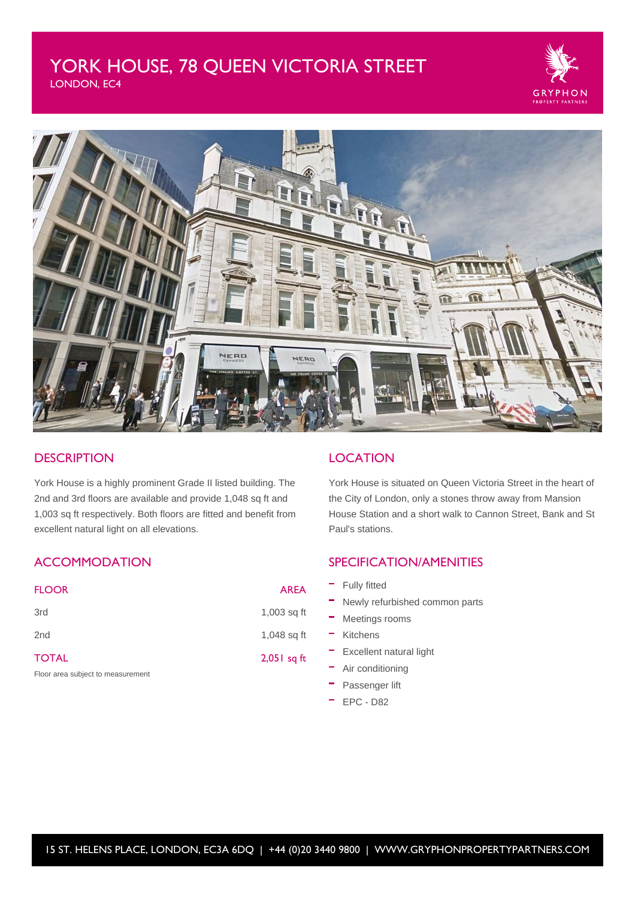# YORK HOUSE, 78 QUEEN VICTORIA STREET

LONDON, EC4

## DESCRIPTION

York House is a highly prominent Grade II listed building. The 2nd and 3rd floors are available and provide 1,048 sq ft and 1,003 sq ft respectively. Both floors are fitted and benefit from excellent natural light on all elevations.

## LOCATION

York House is situated on Queen Victoria Street in the heart of the City of London, only a stones throw away from Mansion House Station and a short walk to Cannon Street, Bank and St Paul's stations.

## ACCOMMODATION

| FLOOR | AREA |
|---|---|
| 3rd | 1,003 sq ft |
| 2nd | 1,048 sq ft |
| TOTAL | 2,051 sq ft |

Floor area subject to measurement

## SPECIFICATION/AMENITIES

- Fully fitted
- Newly refurbished common parts
- Meetings rooms
- Kitchens
- Excellent natural light
- Air conditioning
- Passenger lift
- EPC - D82

15 ST. HELENS PLACE, LONDON, EC3A 6DQ | +44 (0)20 3440 9800 | WWW.GRYPHONPROPERTYPARTNERS.COM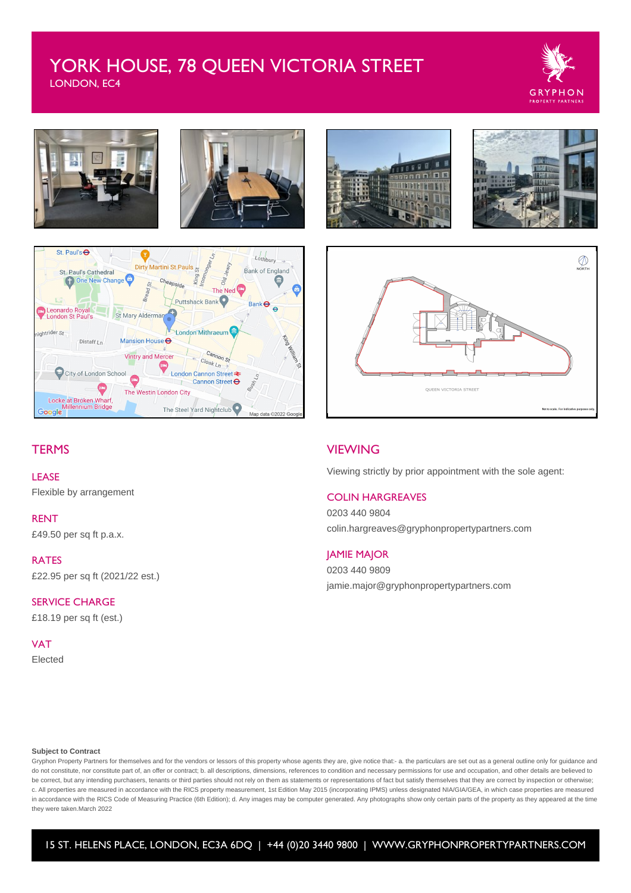# YORK HOUSE, 78 QUEEN VICTORIA STREET

LONDON, EC4

## TERMS

### LEASE

Flexible by arrangement

### RENT

£49.50 per sq ft p.a.x.

### RATES

£22.95 per sq ft (2021/22 est.)

### SERVICE CHARGE

£18.19 per sq ft (est.)

### VAT

Elected

## VIEWING

Viewing strictly by prior appointment with the sole agent:

### COLIN HARGREAVES

0203 440 9804

colin.hargreaves@gryphonpropertypartners.com

### JAMIE MAJOR

0203 440 9809

jamie.major@gryphonpropertypartners.com

**Subject to Contract**

Gryphon Property Partners for themselves and for the vendors or lessors of this property whose agents they are, give notice that:- a. the particulars are set out as a general outline only for guidance and do not constitute, nor constitute part of, an offer or contract; b. all descriptions, dimensions, references to condition and necessary permissions for use and occupation, and other details are believed to be correct, but any intending purchasers, tenants or third parties should not rely on them as statements or representations of fact but satisfy themselves that they are correct by inspection or otherwise; c. All properties are measured in accordance with the RICS property measurement, 1st Edition May 2015 (incorporating IPMS) unless designated NIA/GIA/GEA, in which case properties are measured in accordance with the RICS Code of Measuring Practice (6th Edition); d. Any images may be computer generated. Any photographs show only certain parts of the property as they appeared at the time they were taken.March 2022

15 ST. HELENS PLACE, LONDON, EC3A 6DQ | +44 (0)20 3440 9800 | WWW.GRYPHONPROPERTYPARTNERS.COM